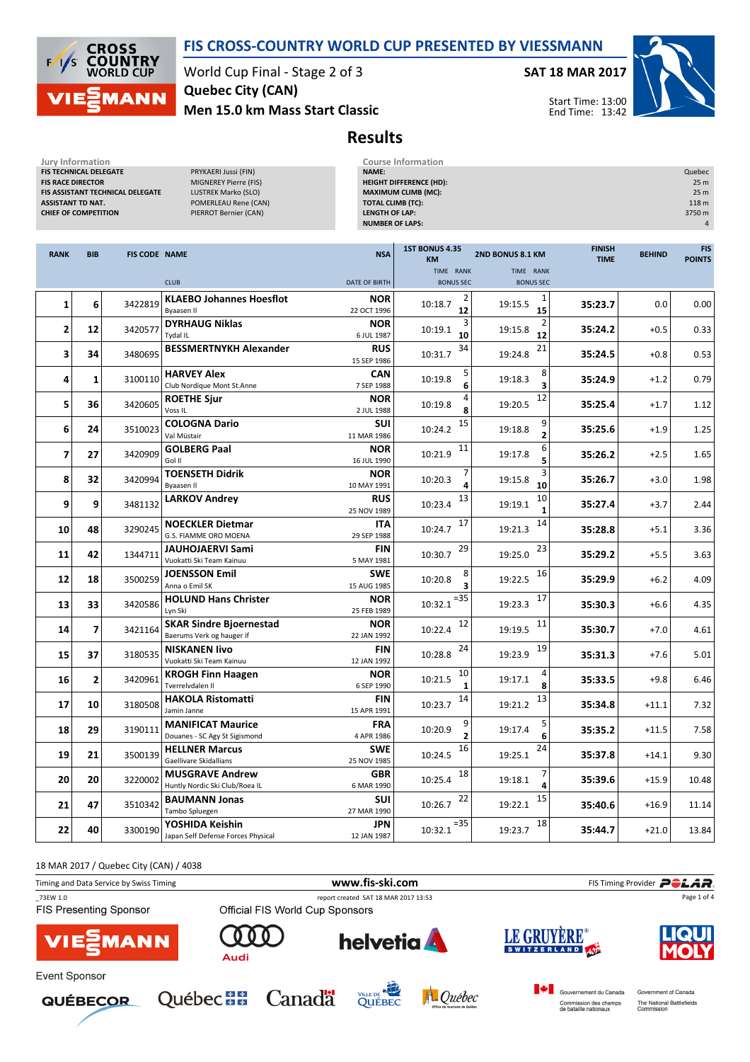# FIS CROSS-COUNTRY WORLD CUP PRESENTED BY VIESSMANN

World Cup Final - Stage 2 of 3

**SAT 18 MAR 2017**

**Quebec City (CAN)**

**Men 15.0 km Mass Start Classic**

Start Time: 13:00
End Time: 13:42

## Results

| Jury Information | |
|---|---|
| FIS TECHNICAL DELEGATE | PRYKAERI Jussi (FIN) |
| FIS RACE DIRECTOR | MIGNEREY Pierre (FIS) |
| FIS ASSISTANT TECHNICAL DELEGATE | LUSTREK Marko (SLO) |
| ASSISTANT TD NAT. | POMERLEAU Rene (CAN) |
| CHIEF OF COMPETITION | PIERROT Bernier (CAN) |

| Course Information | |
|---|---|
| NAME: | Quebec |
| HEIGHT DIFFERENCE (HD): | 25 m |
| MAXIMUM CLIMB (MC): | 25 m |
| TOTAL CLIMB (TC): | 118 m |
| LENGTH OF LAP: | 3750 m |
| NUMBER OF LAPS: | 4 |

| RANK | BIB | FIS CODE | NAME / CLUB | NSA / DATE OF BIRTH | 1ST BONUS 4.35 KM TIME | RANK | BONUS SEC | 2ND BONUS 8.1 KM TIME | RANK | BONUS SEC | FINISH TIME | BEHIND | FIS POINTS |
|---|---|---|---|---|---|---|---|---|---|---|---|---|---|
| 1 | 6 | 3422819 | **KLAEBO Johannes Hoesflot** Byaasen Il | **NOR** 22 OCT 1996 | 10:18.7 | 2 | 12 | 19:15.5 | 1 | 15 | **35:23.7** | 0.0 | 0.00 |
| 2 | 12 | 3420577 | **DYRHAUG Niklas** Tydal IL | **NOR** 6 JUL 1987 | 10:19.1 | 3 | 10 | 19:15.8 | 2 | 12 | **35:24.2** | +0.5 | 0.33 |
| 3 | 34 | 3480695 | **BESSMERTNYKH Alexander** | **RUS** 15 SEP 1986 | 10:31.7 | 34 | | 19:24.8 | 21 | | **35:24.5** | +0.8 | 0.53 |
| 4 | 1 | 3100110 | **HARVEY Alex** Club Nordique Mont St.Anne | **CAN** 7 SEP 1988 | 10:19.8 | 5 | 6 | 19:18.3 | 8 | 3 | **35:24.9** | +1.2 | 0.79 |
| 5 | 36 | 3420605 | **ROETHE Sjur** Voss IL | **NOR** 2 JUL 1988 | 10:19.8 | 4 | 8 | 19:20.5 | 12 | | **35:25.4** | +1.7 | 1.12 |
| 6 | 24 | 3510023 | **COLOGNA Dario** Val Müstair | **SUI** 11 MAR 1986 | 10:24.2 | 15 | | 19:18.8 | 9 | 2 | **35:25.6** | +1.9 | 1.25 |
| 7 | 27 | 3420909 | **GOLBERG Paal** Gol Il | **NOR** 16 JUL 1990 | 10:21.9 | 11 | | 19:17.8 | 6 | 5 | **35:26.2** | +2.5 | 1.65 |
| 8 | 32 | 3420994 | **TOENSETH Didrik** Byaasen Il | **NOR** 10 MAY 1991 | 10:20.3 | 7 | 4 | 19:15.8 | 3 | 10 | **35:26.7** | +3.0 | 1.98 |
| 9 | 9 | 3481132 | **LARKOV Andrey** | **RUS** 25 NOV 1989 | 10:23.4 | 13 | | 19:19.1 | 10 | 1 | **35:27.4** | +3.7 | 2.44 |
| 10 | 48 | 3290245 | **NOECKLER Dietmar** G.S. FIAMME ORO MOENA | **ITA** 29 SEP 1988 | 10:24.7 | 17 | | 19:21.3 | 14 | | **35:28.8** | +5.1 | 3.36 |
| 11 | 42 | 1344711 | **JAUHOJAERVI Sami** Vuokatti Ski Team Kainuu | **FIN** 5 MAY 1981 | 10:30.7 | 29 | | 19:25.0 | 23 | | **35:29.2** | +5.5 | 3.63 |
| 12 | 18 | 3500259 | **JOENSSON Emil** Anna o Emil SK | **SWE** 15 AUG 1985 | 10:20.8 | 8 | 3 | 19:22.5 | 16 | | **35:29.9** | +6.2 | 4.09 |
| 13 | 33 | 3420586 | **HOLUND Hans Christer** Lyn Ski | **NOR** 25 FEB 1989 | 10:32.1 | =35 | | 19:23.3 | 17 | | **35:30.3** | +6.6 | 4.35 |
| 14 | 7 | 3421164 | **SKAR Sindre Bjoernestad** Baerums Verk og hauger if | **NOR** 22 JAN 1992 | 10:22.4 | 12 | | 19:19.5 | 11 | | **35:30.7** | +7.0 | 4.61 |
| 15 | 37 | 3180535 | **NISKANEN Iivo** Vuokatti Ski Team Kainuu | **FIN** 12 JAN 1992 | 10:28.8 | 24 | | 19:23.9 | 19 | | **35:31.3** | +7.6 | 5.01 |
| 16 | 2 | 3420961 | **KROGH Finn Haagen** Tverrelvdalen Il | **NOR** 6 SEP 1990 | 10:21.5 | 10 | 1 | 19:17.1 | 4 | 8 | **35:33.5** | +9.8 | 6.46 |
| 17 | 10 | 3180508 | **HAKOLA Ristomatti** Jamin Janne | **FIN** 15 APR 1991 | 10:23.7 | 14 | | 19:21.2 | 13 | | **35:34.8** | +11.1 | 7.32 |
| 18 | 29 | 3190111 | **MANIFICAT Maurice** Douanes - SC Agy St Sigismond | **FRA** 4 APR 1986 | 10:20.9 | 9 | 2 | 19:17.4 | 5 | 6 | **35:35.2** | +11.5 | 7.58 |
| 19 | 21 | 3500139 | **HELLNER Marcus** Gaellivare Skidallians | **SWE** 25 NOV 1985 | 10:24.5 | 16 | | 19:25.1 | 24 | | **35:37.8** | +14.1 | 9.30 |
| 20 | 20 | 3220002 | **MUSGRAVE Andrew** Huntly Nordic Ski Club/Roea IL | **GBR** 6 MAR 1990 | 10:25.4 | 18 | | 19:18.1 | 7 | 4 | **35:39.6** | +15.9 | 10.48 |
| 21 | 47 | 3510342 | **BAUMANN Jonas** Tambo Spluegen | **SUI** 27 MAR 1990 | 10:26.7 | 22 | | 19:22.1 | 15 | | **35:40.6** | +16.9 | 11.14 |
| 22 | 40 | 3300190 | **YOSHIDA Keishin** Japan Self Defense Forces Physical | **JPN** 12 JAN 1987 | 10:32.1 | =35 | | 19:23.7 | 18 | | **35:44.7** | +21.0 | 13.84 |

18 MAR 2017 / Quebec City (CAN) / 4038

Timing and Data Service by Swiss Timing | www.fis-ski.com | FIS Timing Provider POLAR

_73EW 1.0 | report created SAT 18 MAR 2017 13:53

FIS Presenting Sponsor: VIESSMANN

Official FIS World Cup Sponsors: Audi, helvetia, LE GRUYÈRE SWITZERLAND AOP, LIQUI MOLY

Event Sponsor: QUÉBECOR, Québec, Canada, Ville de Québec, Québec Office du tourisme de Québec, Gouvernement du Canada Commission des champs de bataille nationaux, Government of Canada The National Battlefields Commission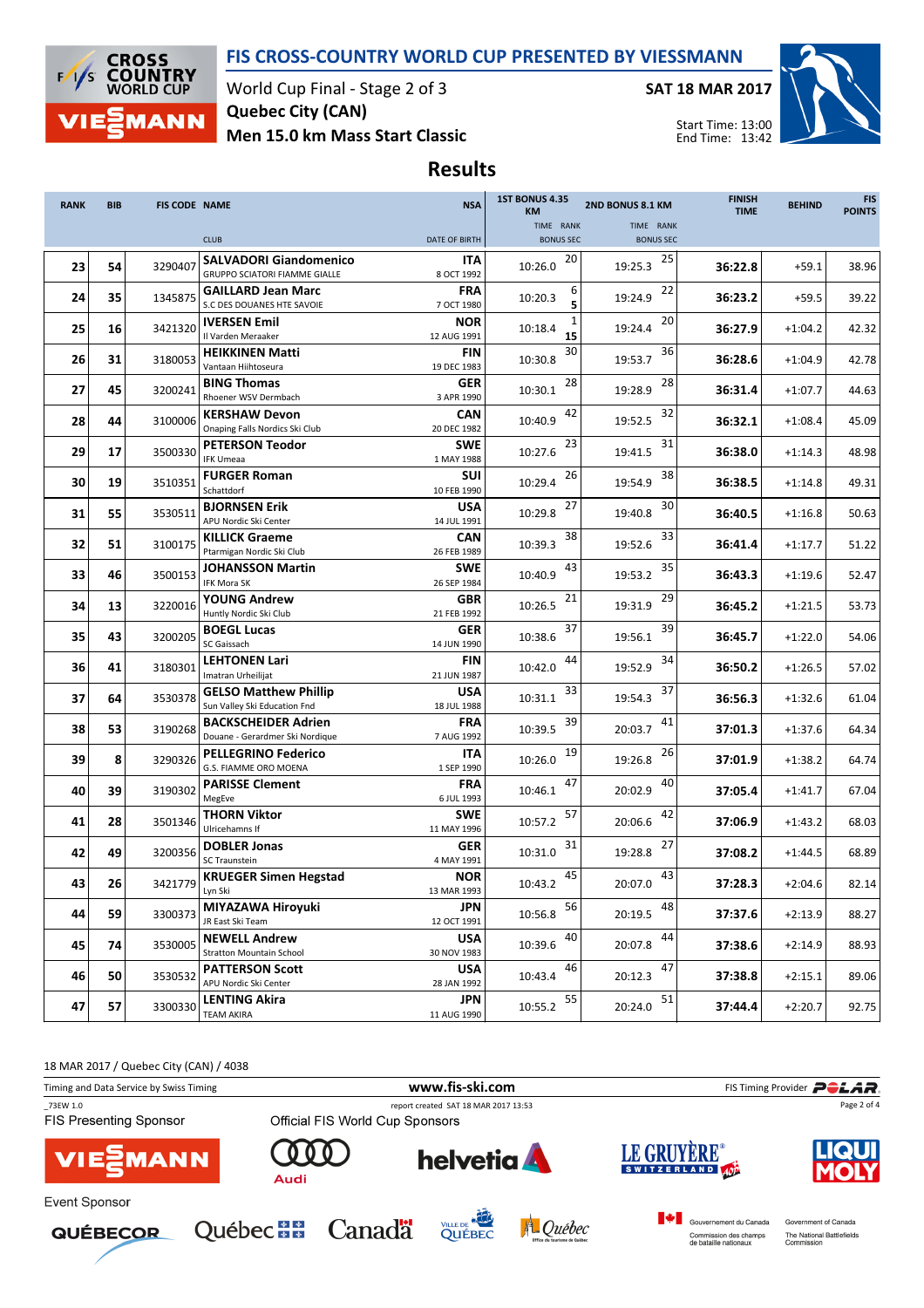# FIS CROSS-COUNTRY WORLD CUP PRESENTED BY VIESSMANN

World Cup Final - Stage 2 of 3
Quebec City (CAN)
Men 15.0 km Mass Start Classic

SAT 18 MAR 2017

Start Time: 13:00
End Time: 13:42

## Results

| RANK | BIB | FIS CODE | NAME / CLUB | NSA / DATE OF BIRTH | 1ST BONUS 4.35 KM TIME | RANK / BONUS SEC | 2ND BONUS 8.1 KM TIME | RANK / BONUS SEC | FINISH TIME | BEHIND | FIS POINTS |
|---|---|---|---|---|---|---|---|---|---|---|---|
| 23 | 54 | 3290407 | **SALVADORI Giandomenico** GRUPPO SCIATORI FIAMME GIALLE | **ITA** 8 OCT 1992 | 10:26.0 | 20 | 19:25.3 | 25 | **36:22.8** | +59.1 | 38.96 |
| 24 | 35 | 1345875 | **GAILLARD Jean Marc** S.C DES DOUANES HTE SAVOIE | **FRA** 7 OCT 1980 | 10:20.3 | 6 / **5** | 19:24.9 | 22 | **36:23.2** | +59.5 | 39.22 |
| 25 | 16 | 3421320 | **IVERSEN Emil** Il Varden Meraaker | **NOR** 12 AUG 1991 | 10:18.4 | 1 / **15** | 19:24.4 | 20 | **36:27.9** | +1:04.2 | 42.32 |
| 26 | 31 | 3180053 | **HEIKKINEN Matti** Vantaan Hiihtoseura | **FIN** 19 DEC 1983 | 10:30.8 | 30 | 19:53.7 | 36 | **36:28.6** | +1:04.9 | 42.78 |
| 27 | 45 | 3200241 | **BING Thomas** Rhoener WSV Dermbach | **GER** 3 APR 1990 | 10:30.1 | 28 | 19:28.9 | 28 | **36:31.4** | +1:07.7 | 44.63 |
| 28 | 44 | 3100006 | **KERSHAW Devon** Onaping Falls Nordics Ski Club | **CAN** 20 DEC 1982 | 10:40.9 | 42 | 19:52.5 | 32 | **36:32.1** | +1:08.4 | 45.09 |
| 29 | 17 | 3500330 | **PETERSON Teodor** IFK Umeaa | **SWE** 1 MAY 1988 | 10:27.6 | 23 | 19:41.5 | 31 | **36:38.0** | +1:14.3 | 48.98 |
| 30 | 19 | 3510351 | **FURGER Roman** Schattdorf | **SUI** 10 FEB 1990 | 10:29.4 | 26 | 19:54.9 | 38 | **36:38.5** | +1:14.8 | 49.31 |
| 31 | 55 | 3530511 | **BJORNSEN Erik** APU Nordic Ski Center | **USA** 14 JUL 1991 | 10:29.8 | 27 | 19:40.8 | 30 | **36:40.5** | +1:16.8 | 50.63 |
| 32 | 51 | 3100175 | **KILLICK Graeme** Ptarmigan Nordic Ski Club | **CAN** 26 FEB 1989 | 10:39.3 | 38 | 19:52.6 | 33 | **36:41.4** | +1:17.7 | 51.22 |
| 33 | 46 | 3500153 | **JOHANSSON Martin** IFK Mora SK | **SWE** 26 SEP 1984 | 10:40.9 | 43 | 19:53.2 | 35 | **36:43.3** | +1:19.6 | 52.47 |
| 34 | 13 | 3220016 | **YOUNG Andrew** Huntly Nordic Ski Club | **GBR** 21 FEB 1992 | 10:26.5 | 21 | 19:31.9 | 29 | **36:45.2** | +1:21.5 | 53.73 |
| 35 | 43 | 3200205 | **BOEGL Lucas** SC Gaissach | **GER** 14 JUN 1990 | 10:38.6 | 37 | 19:56.1 | 39 | **36:45.7** | +1:22.0 | 54.06 |
| 36 | 41 | 3180301 | **LEHTONEN Lari** Imatran Urheilijat | **FIN** 21 JUN 1987 | 10:42.0 | 44 | 19:52.9 | 34 | **36:50.2** | +1:26.5 | 57.02 |
| 37 | 64 | 3530378 | **GELSO Matthew Phillip** Sun Valley Ski Education Fnd | **USA** 18 JUL 1988 | 10:31.1 | 33 | 19:54.3 | 37 | **36:56.3** | +1:32.6 | 61.04 |
| 38 | 53 | 3190268 | **BACKSCHEIDER Adrien** Douane - Gerardmer Ski Nordique | **FRA** 7 AUG 1992 | 10:39.5 | 39 | 20:03.7 | 41 | **37:01.3** | +1:37.6 | 64.34 |
| 39 | 8 | 3290326 | **PELLEGRINO Federico** G.S. FIAMME ORO MOENA | **ITA** 1 SEP 1990 | 10:26.0 | 19 | 19:26.8 | 26 | **37:01.9** | +1:38.2 | 64.74 |
| 40 | 39 | 3190302 | **PARISSE Clement** MegEve | **FRA** 6 JUL 1993 | 10:46.1 | 47 | 20:02.9 | 40 | **37:05.4** | +1:41.7 | 67.04 |
| 41 | 28 | 3501346 | **THORN Viktor** Ulricehamns If | **SWE** 11 MAY 1996 | 10:57.2 | 57 | 20:06.6 | 42 | **37:06.9** | +1:43.2 | 68.03 |
| 42 | 49 | 3200356 | **DOBLER Jonas** SC Traunstein | **GER** 4 MAY 1991 | 10:31.0 | 31 | 19:28.8 | 27 | **37:08.2** | +1:44.5 | 68.89 |
| 43 | 26 | 3421779 | **KRUEGER Simen Hegstad** Lyn Ski | **NOR** 13 MAR 1993 | 10:43.2 | 45 | 20:07.0 | 43 | **37:28.3** | +2:04.6 | 82.14 |
| 44 | 59 | 3300373 | **MIYAZAWA Hiroyuki** JR East Ski Team | **JPN** 12 OCT 1991 | 10:56.8 | 56 | 20:19.5 | 48 | **37:37.6** | +2:13.9 | 88.27 |
| 45 | 74 | 3530005 | **NEWELL Andrew** Stratton Mountain School | **USA** 30 NOV 1983 | 10:39.6 | 40 | 20:07.8 | 44 | **37:38.6** | +2:14.9 | 88.93 |
| 46 | 50 | 3530532 | **PATTERSON Scott** APU Nordic Ski Center | **USA** 28 JAN 1992 | 10:43.4 | 46 | 20:12.3 | 47 | **37:38.8** | +2:15.1 | 89.06 |
| 47 | 57 | 3300330 | **LENTING Akira** TEAM AKIRA | **JPN** 11 AUG 1990 | 10:55.2 | 55 | 20:24.0 | 51 | **37:44.4** | +2:20.7 | 92.75 |

18 MAR 2017 / Quebec City (CAN) / 4038

Timing and Data Service by Swiss Timing — www.fis-ski.com — FIS Timing Provider POLAR

_73EW 1.0 — report created SAT 18 MAR 2017 13:53

FIS Presenting Sponsor: VIESSMANN

Official FIS World Cup Sponsors: Audi, helvetia, LE GRUYÈRE SWITZERLAND AOP, LIQUI MOLY

Event Sponsor: QUÉBECOR, Québec, Canada, Ville de Québec, Québec Office du tourisme de Québec, Gouvernement du Canada Commission des champs de bataille nationaux / Government of Canada The National Battlefields Commission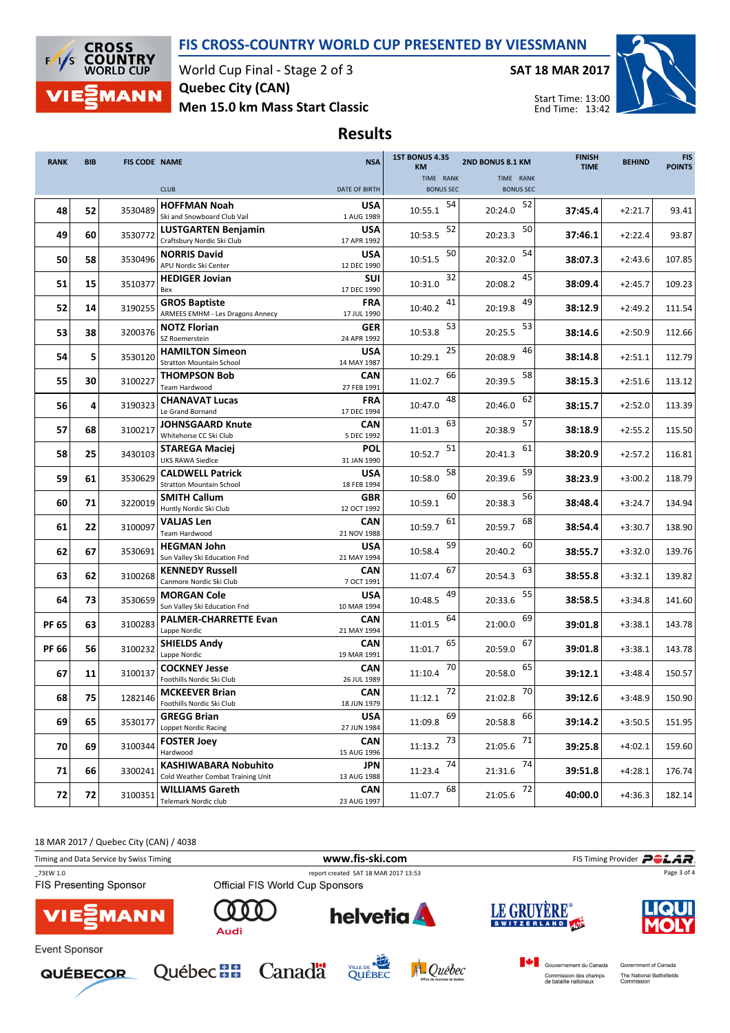# FIS CROSS-COUNTRY WORLD CUP PRESENTED BY VIESSMANN

World Cup Final - Stage 2 of 3
Quebec City (CAN)
Men 15.0 km Mass Start Classic

SAT 18 MAR 2017

Start Time: 13:00
End Time: 13:42

## Results

| RANK | BIB | FIS CODE | NAME / CLUB | NSA / DATE OF BIRTH | 1ST BONUS 4.35 KM TIME | RANK / BONUS SEC | 2ND BONUS 8.1 KM TIME | RANK / BONUS SEC | FINISH TIME | BEHIND | FIS POINTS |
|---|---|---|---|---|---|---|---|---|---|---|---|
| 48 | 52 | 3530489 | **HOFFMAN Noah** Ski and Snowboard Club Vail | USA 1 AUG 1989 | 10:55.1 | 54 | 20:24.0 | 52 | **37:45.4** | +2:21.7 | 93.41 |
| 49 | 60 | 3530772 | **LUSTGARTEN Benjamin** Craftsbury Nordic Ski Club | USA 17 APR 1992 | 10:53.5 | 52 | 20:23.3 | 50 | **37:46.1** | +2:22.4 | 93.87 |
| 50 | 58 | 3530496 | **NORRIS David** APU Nordic Ski Center | USA 12 DEC 1990 | 10:51.5 | 50 | 20:32.0 | 54 | **38:07.3** | +2:43.6 | 107.85 |
| 51 | 15 | 3510377 | **HEDIGER Jovian** Bex | SUI 17 DEC 1990 | 10:31.0 | 32 | 20:08.2 | 45 | **38:09.4** | +2:45.7 | 109.23 |
| 52 | 14 | 3190255 | **GROS Baptiste** ARMEES EMHM - Les Dragons Annecy | FRA 17 JUL 1990 | 10:40.2 | 41 | 20:19.8 | 49 | **38:12.9** | +2:49.2 | 111.54 |
| 53 | 38 | 3200376 | **NOTZ Florian** SZ Roemerstein | GER 24 APR 1992 | 10:53.8 | 53 | 20:25.5 | 53 | **38:14.6** | +2:50.9 | 112.66 |
| 54 | 5 | 3530120 | **HAMILTON Simeon** Stratton Mountain School | USA 14 MAY 1987 | 10:29.1 | 25 | 20:08.9 | 46 | **38:14.8** | +2:51.1 | 112.79 |
| 55 | 30 | 3100227 | **THOMPSON Bob** Team Hardwood | CAN 27 FEB 1991 | 11:02.7 | 66 | 20:39.5 | 58 | **38:15.3** | +2:51.6 | 113.12 |
| 56 | 4 | 3190323 | **CHANAVAT Lucas** Le Grand Bornand | FRA 17 DEC 1994 | 10:47.0 | 48 | 20:46.0 | 62 | **38:15.7** | +2:52.0 | 113.39 |
| 57 | 68 | 3100217 | **JOHNSGAARD Knute** Whitehorse CC Ski Club | CAN 5 DEC 1992 | 11:01.3 | 63 | 20:38.9 | 57 | **38:18.9** | +2:55.2 | 115.50 |
| 58 | 25 | 3430103 | **STAREGA Maciej** UKS RAWA Siedlce | POL 31 JAN 1990 | 10:52.7 | 51 | 20:41.3 | 61 | **38:20.9** | +2:57.2 | 116.81 |
| 59 | 61 | 3530629 | **CALDWELL Patrick** Stratton Mountain School | USA 18 FEB 1994 | 10:58.0 | 58 | 20:39.6 | 59 | **38:23.9** | +3:00.2 | 118.79 |
| 60 | 71 | 3220019 | **SMITH Callum** Huntly Nordic Ski Club | GBR 12 OCT 1992 | 10:59.1 | 60 | 20:38.3 | 56 | **38:48.4** | +3:24.7 | 134.94 |
| 61 | 22 | 3100097 | **VALJAS Len** Team Hardwood | CAN 21 NOV 1988 | 10:59.7 | 61 | 20:59.7 | 68 | **38:54.4** | +3:30.7 | 138.90 |
| 62 | 67 | 3530691 | **HEGMAN John** Sun Valley Ski Education Fnd | USA 21 MAY 1994 | 10:58.4 | 59 | 20:40.2 | 60 | **38:55.7** | +3:32.0 | 139.76 |
| 63 | 62 | 3100268 | **KENNEDY Russell** Canmore Nordic Ski Club | CAN 7 OCT 1991 | 11:07.4 | 67 | 20:54.3 | 63 | **38:55.8** | +3:32.1 | 139.82 |
| 64 | 73 | 3530659 | **MORGAN Cole** Sun Valley Ski Education Fnd | USA 10 MAR 1994 | 10:48.5 | 49 | 20:33.6 | 55 | **38:58.5** | +3:34.8 | 141.60 |
| PF 65 | 63 | 3100283 | **PALMER-CHARRETTE Evan** Lappe Nordic | CAN 21 MAY 1994 | 11:01.5 | 64 | 21:00.0 | 69 | **39:01.8** | +3:38.1 | 143.78 |
| PF 66 | 56 | 3100232 | **SHIELDS Andy** Lappe Nordic | CAN 19 MAR 1991 | 11:01.7 | 65 | 20:59.0 | 67 | **39:01.8** | +3:38.1 | 143.78 |
| 67 | 11 | 3100137 | **COCKNEY Jesse** Foothills Nordic Ski Club | CAN 26 JUL 1989 | 11:10.4 | 70 | 20:58.0 | 65 | **39:12.1** | +3:48.4 | 150.57 |
| 68 | 75 | 1282146 | **MCKEEVER Brian** Foothills Nordic Ski Club | CAN 18 JUN 1979 | 11:12.1 | 72 | 21:02.8 | 70 | **39:12.6** | +3:48.9 | 150.90 |
| 69 | 65 | 3530177 | **GREGG Brian** Loppet Nordic Racing | USA 27 JUN 1984 | 11:09.8 | 69 | 20:58.8 | 66 | **39:14.2** | +3:50.5 | 151.95 |
| 70 | 69 | 3100344 | **FOSTER Joey** Hardwood | CAN 15 AUG 1996 | 11:13.2 | 73 | 21:05.6 | 71 | **39:25.8** | +4:02.1 | 159.60 |
| 71 | 66 | 3300241 | **KASHIWABARA Nobuhito** Cold Weather Combat Training Unit | JPN 13 AUG 1988 | 11:23.4 | 74 | 21:31.6 | 74 | **39:51.8** | +4:28.1 | 176.74 |
| 72 | 72 | 3100351 | **WILLIAMS Gareth** Telemark Nordic club | CAN 23 AUG 1997 | 11:07.7 | 68 | 21:05.6 | 72 | **40:00.0** | +4:36.3 | 182.14 |

18 MAR 2017 / Quebec City (CAN) / 4038

Timing and Data Service by Swiss Timing — www.fis-ski.com — FIS Timing Provider POLAR

_73EW 1.0 — report created SAT 18 MAR 2017 13:53

FIS Presenting Sponsor: VIESSMANN

Official FIS World Cup Sponsors: Audi, helvetia, LE GRUYÈRE SWITZERLAND AOP, LIQUI MOLY

Event Sponsor: QUÉBECOR, Québec, Canada, Ville de Québec, Québec Office du tourisme de Québec, Gouvernement du Canada Commission des champs de bataille nationaux / Government of Canada The National Battlefields Commission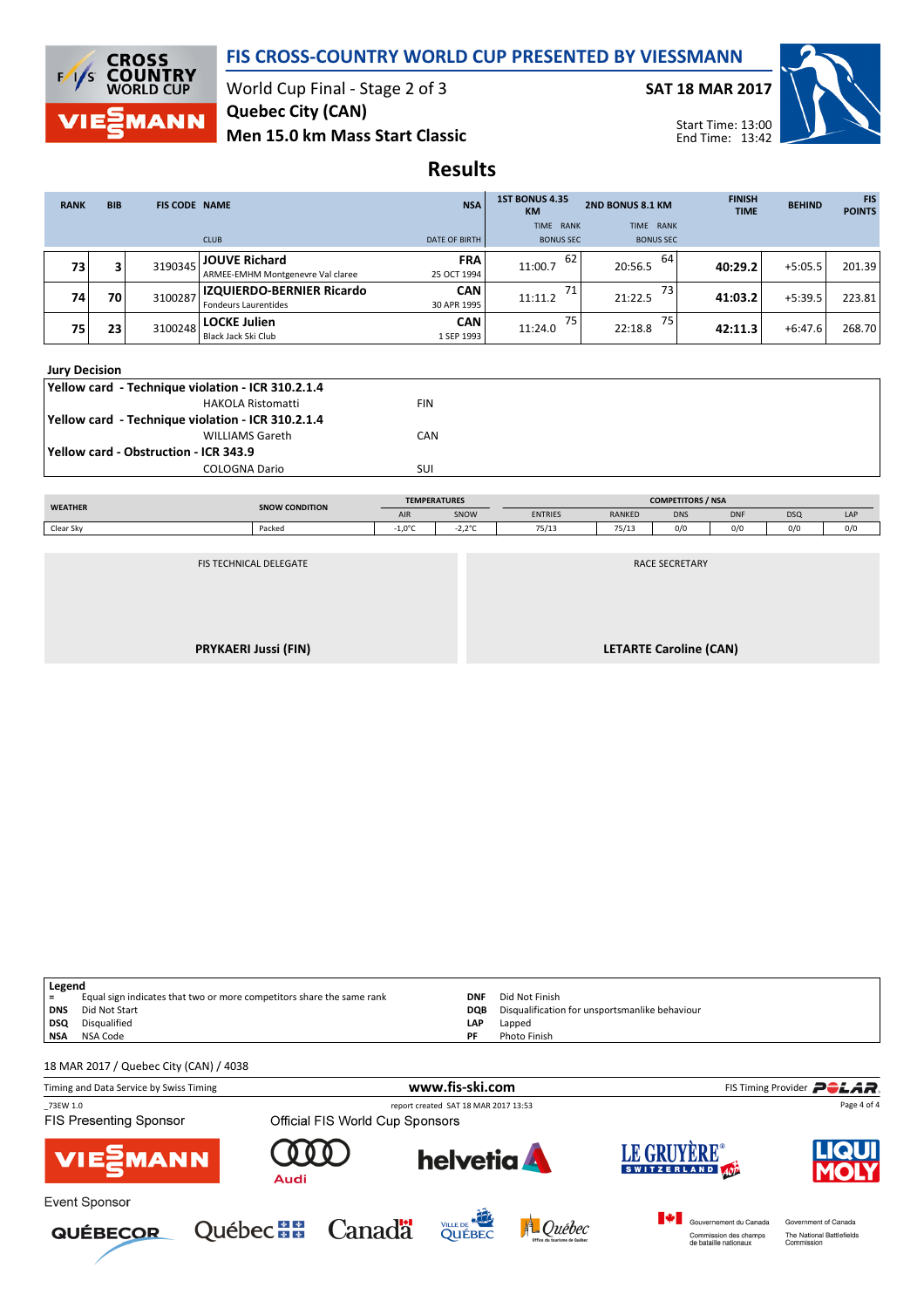# FIS CROSS-COUNTRY WORLD CUP PRESENTED BY VIESSMANN

World Cup Final - Stage 2 of 3

**Quebec City (CAN)**

**Men 15.0 km Mass Start Classic**

**SAT 18 MAR 2017**

Start Time: 13:00
End Time: 13:42

## Results

| RANK | BIB | FIS CODE | NAME / CLUB | NSA / DATE OF BIRTH | 1ST BONUS 4.35 KM TIME | RANK / BONUS SEC | 2ND BONUS 8.1 KM TIME | RANK / BONUS SEC | FINISH TIME | BEHIND | FIS POINTS |
|---|---|---|---|---|---|---|---|---|---|---|---|
| 73 | 3 | 3190345 | **JOUVE Richard** ARMEE-EMHM Montgenevre Val claree | **FRA** 25 OCT 1994 | 11:00.7 | 62 | 20:56.5 | 64 | **40:29.2** | +5:05.5 | 201.39 |
| 74 | 70 | 3100287 | **IZQUIERDO-BERNIER Ricardo** Fondeurs Laurentides | **CAN** 30 APR 1995 | 11:11.2 | 71 | 21:22.5 | 73 | **41:03.2** | +5:39.5 | 223.81 |
| 75 | 23 | 3100248 | **LOCKE Julien** Black Jack Ski Club | **CAN** 1 SEP 1993 | 11:24.0 | 75 | 22:18.8 | 75 | **42:11.3** | +6:47.6 | 268.70 |

### Jury Decision

| | |
|---|---|
| **Yellow card - Technique violation - ICR 310.2.1.4** | |
| HAKOLA Ristomatti | FIN |
| **Yellow card - Technique violation - ICR 310.2.1.4** | |
| WILLIAMS Gareth | CAN |
| **Yellow card - Obstruction - ICR 343.9** | |
| COLOGNA Dario | SUI |

| WEATHER | SNOW CONDITION | TEMPERATURES AIR | TEMPERATURES SNOW | COMPETITORS / NSA ENTRIES | RANKED | DNS | DNF | DSQ | LAP |
|---|---|---|---|---|---|---|---|---|---|
| Clear Sky | Packed | -1,0°C | -2,2°C | 75/13 | 75/13 | 0/0 | 0/0 | 0/0 | 0/0 |

| FIS TECHNICAL DELEGATE | RACE SECRETARY |
|---|---|
| **PRYKAERI Jussi (FIN)** | **LETARTE Caroline (CAN)** |

**Legend**

| | | | |
|---|---|---|---|
| = | Equal sign indicates that two or more competitors share the same rank | **DNF** | Did Not Finish |
| **DNS** | Did Not Start | **DQB** | Disqualification for unsportsmanlike behaviour |
| **DSQ** | Disqualified | **LAP** | Lapped |
| **NSA** | NSA Code | **PF** | Photo Finish |

18 MAR 2017 / Quebec City (CAN) / 4038

Timing and Data Service by Swiss Timing — www.fis-ski.com — FIS Timing Provider POLAR

_73EW 1.0 — report created SAT 18 MAR 2017 13:53